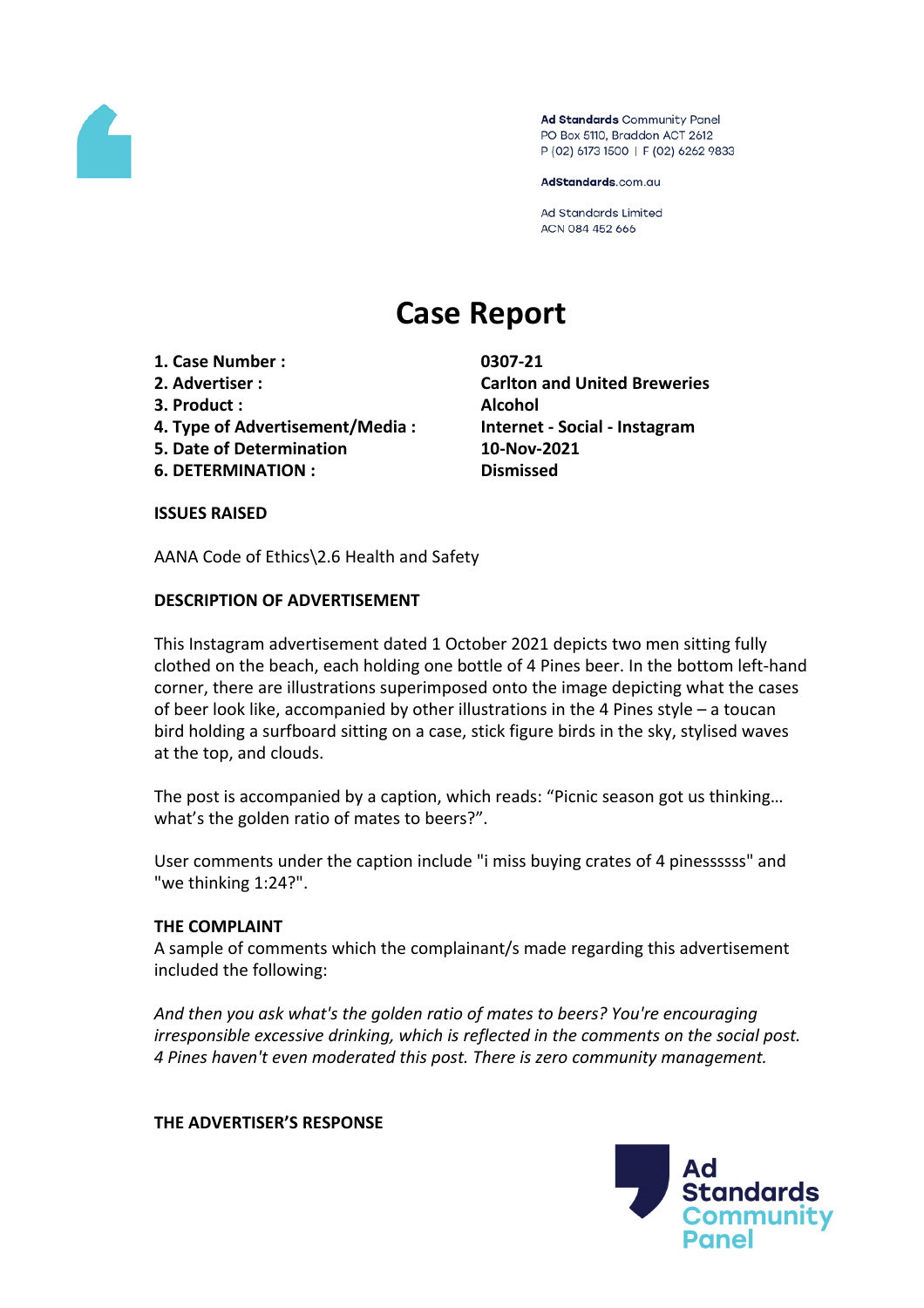Ad Standards Community Panel
PO Box 5110, Braddon ACT 2612
P (02) 6173 1500 | F (02) 6262 9833

AdStandards.com.au

Ad Standards Limited
ACN 084 452 666

# Case Report

| | |
|---|---|
| **1. Case Number :** | **0307-21** |
| **2. Advertiser :** | **Carlton and United Breweries** |
| **3. Product :** | **Alcohol** |
| **4. Type of Advertisement/Media :** | **Internet - Social - Instagram** |
| **5. Date of Determination** | **10-Nov-2021** |
| **6. DETERMINATION :** | **Dismissed** |

**ISSUES RAISED**

AANA Code of Ethics\2.6 Health and Safety

**DESCRIPTION OF ADVERTISEMENT**

This Instagram advertisement dated 1 October 2021 depicts two men sitting fully clothed on the beach, each holding one bottle of 4 Pines beer. In the bottom left-hand corner, there are illustrations superimposed onto the image depicting what the cases of beer look like, accompanied by other illustrations in the 4 Pines style – a toucan bird holding a surfboard sitting on a case, stick figure birds in the sky, stylised waves at the top, and clouds.

The post is accompanied by a caption, which reads: "Picnic season got us thinking… what's the golden ratio of mates to beers?".

User comments under the caption include "i miss buying crates of 4 pinessssss" and "we thinking 1:24?".

**THE COMPLAINT**

A sample of comments which the complainant/s made regarding this advertisement included the following:

*And then you ask what's the golden ratio of mates to beers? You're encouraging irresponsible excessive drinking, which is reflected in the comments on the social post. 4 Pines haven't even moderated this post. There is zero community management.*

**THE ADVERTISER'S RESPONSE**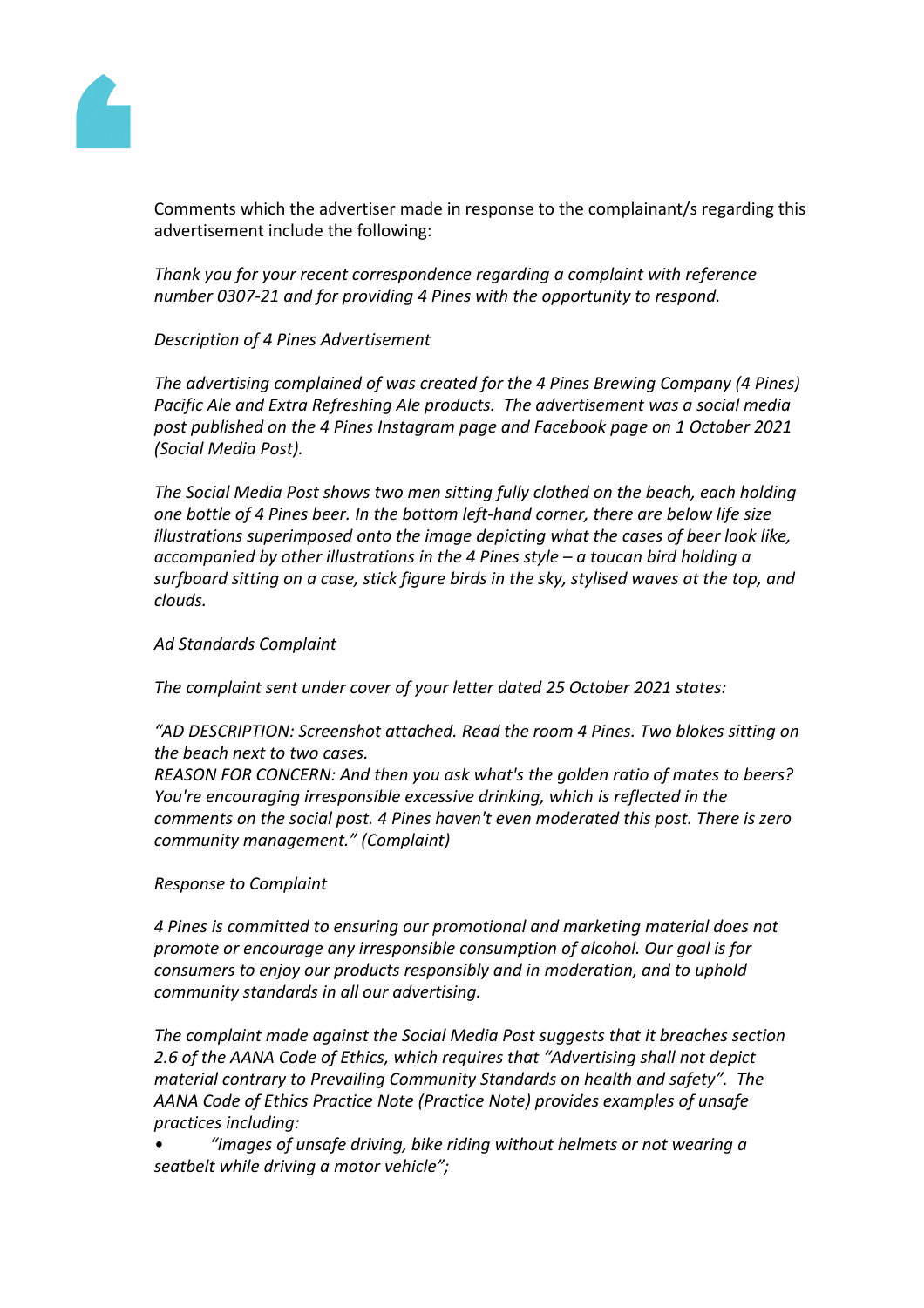Comments which the advertiser made in response to the complainant/s regarding this advertisement include the following:

*Thank you for your recent correspondence regarding a complaint with reference number 0307-21 and for providing 4 Pines with the opportunity to respond.*

*Description of 4 Pines Advertisement*

*The advertising complained of was created for the 4 Pines Brewing Company (4 Pines) Pacific Ale and Extra Refreshing Ale products. The advertisement was a social media post published on the 4 Pines Instagram page and Facebook page on 1 October 2021 (Social Media Post).*

*The Social Media Post shows two men sitting fully clothed on the beach, each holding one bottle of 4 Pines beer. In the bottom left-hand corner, there are below life size illustrations superimposed onto the image depicting what the cases of beer look like, accompanied by other illustrations in the 4 Pines style – a toucan bird holding a surfboard sitting on a case, stick figure birds in the sky, stylised waves at the top, and clouds.*

*Ad Standards Complaint*

*The complaint sent under cover of your letter dated 25 October 2021 states:*

*"AD DESCRIPTION: Screenshot attached. Read the room 4 Pines. Two blokes sitting on the beach next to two cases.*
*REASON FOR CONCERN: And then you ask what's the golden ratio of mates to beers? You're encouraging irresponsible excessive drinking, which is reflected in the comments on the social post. 4 Pines haven't even moderated this post. There is zero community management." (Complaint)*

*Response to Complaint*

*4 Pines is committed to ensuring our promotional and marketing material does not promote or encourage any irresponsible consumption of alcohol. Our goal is for consumers to enjoy our products responsibly and in moderation, and to uphold community standards in all our advertising.*

*The complaint made against the Social Media Post suggests that it breaches section 2.6 of the AANA Code of Ethics, which requires that "Advertising shall not depict material contrary to Prevailing Community Standards on health and safety". The AANA Code of Ethics Practice Note (Practice Note) provides examples of unsafe practices including:*

- *"images of unsafe driving, bike riding without helmets or not wearing a seatbelt while driving a motor vehicle";*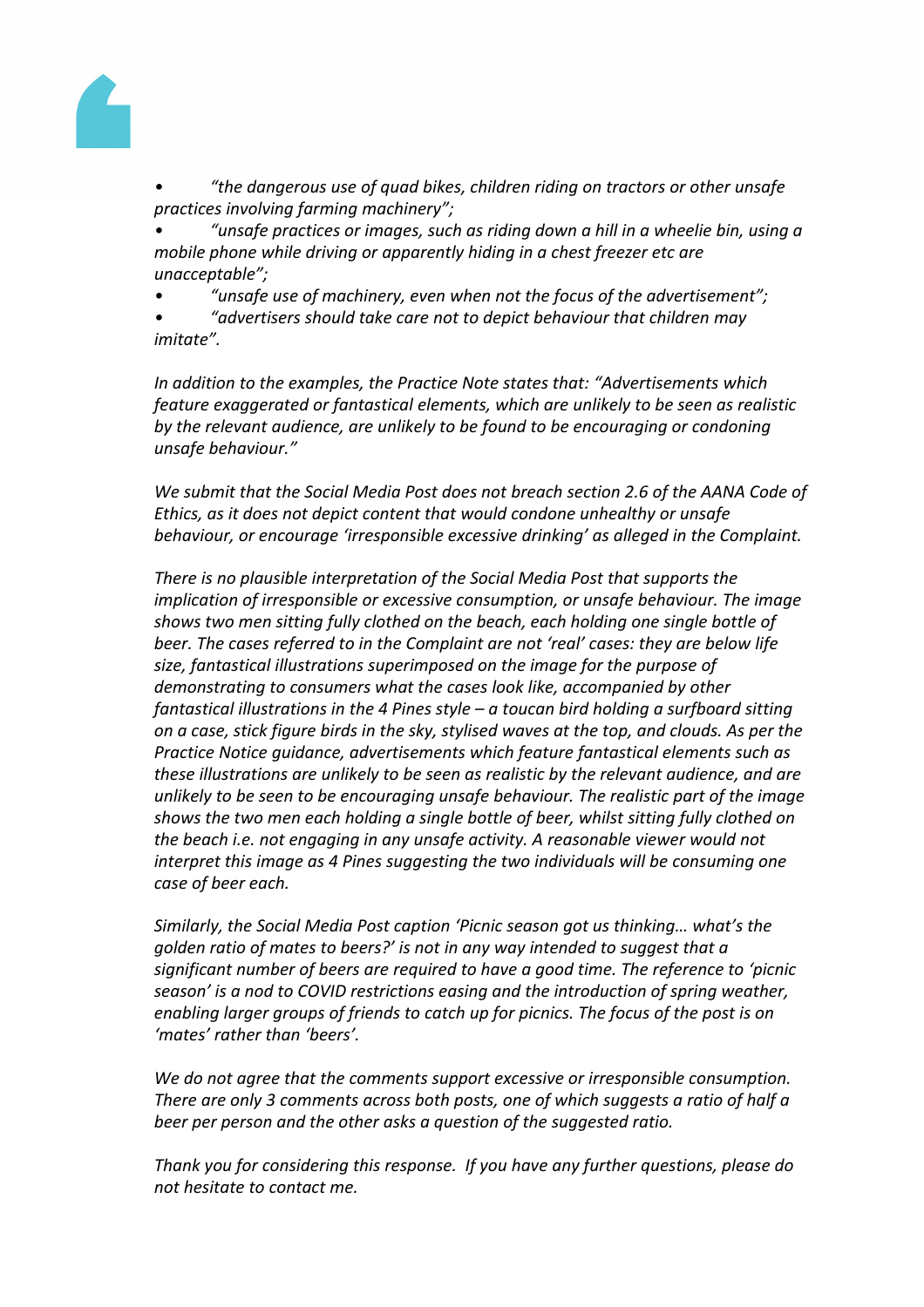- *"the dangerous use of quad bikes, children riding on tractors or other unsafe practices involving farming machinery";*
- *"unsafe practices or images, such as riding down a hill in a wheelie bin, using a mobile phone while driving or apparently hiding in a chest freezer etc are unacceptable";*
- *"unsafe use of machinery, even when not the focus of the advertisement";*
- *"advertisers should take care not to depict behaviour that children may imitate".*

*In addition to the examples, the Practice Note states that: "Advertisements which feature exaggerated or fantastical elements, which are unlikely to be seen as realistic by the relevant audience, are unlikely to be found to be encouraging or condoning unsafe behaviour."*

*We submit that the Social Media Post does not breach section 2.6 of the AANA Code of Ethics, as it does not depict content that would condone unhealthy or unsafe behaviour, or encourage 'irresponsible excessive drinking' as alleged in the Complaint.*

*There is no plausible interpretation of the Social Media Post that supports the implication of irresponsible or excessive consumption, or unsafe behaviour. The image shows two men sitting fully clothed on the beach, each holding one single bottle of beer. The cases referred to in the Complaint are not 'real' cases: they are below life size, fantastical illustrations superimposed on the image for the purpose of demonstrating to consumers what the cases look like, accompanied by other fantastical illustrations in the 4 Pines style – a toucan bird holding a surfboard sitting on a case, stick figure birds in the sky, stylised waves at the top, and clouds. As per the Practice Notice guidance, advertisements which feature fantastical elements such as these illustrations are unlikely to be seen as realistic by the relevant audience, and are unlikely to be seen to be encouraging unsafe behaviour. The realistic part of the image shows the two men each holding a single bottle of beer, whilst sitting fully clothed on the beach i.e. not engaging in any unsafe activity. A reasonable viewer would not interpret this image as 4 Pines suggesting the two individuals will be consuming one case of beer each.*

*Similarly, the Social Media Post caption 'Picnic season got us thinking… what's the golden ratio of mates to beers?' is not in any way intended to suggest that a significant number of beers are required to have a good time. The reference to 'picnic season' is a nod to COVID restrictions easing and the introduction of spring weather, enabling larger groups of friends to catch up for picnics. The focus of the post is on 'mates' rather than 'beers'.*

*We do not agree that the comments support excessive or irresponsible consumption. There are only 3 comments across both posts, one of which suggests a ratio of half a beer per person and the other asks a question of the suggested ratio.*

*Thank you for considering this response. If you have any further questions, please do not hesitate to contact me.*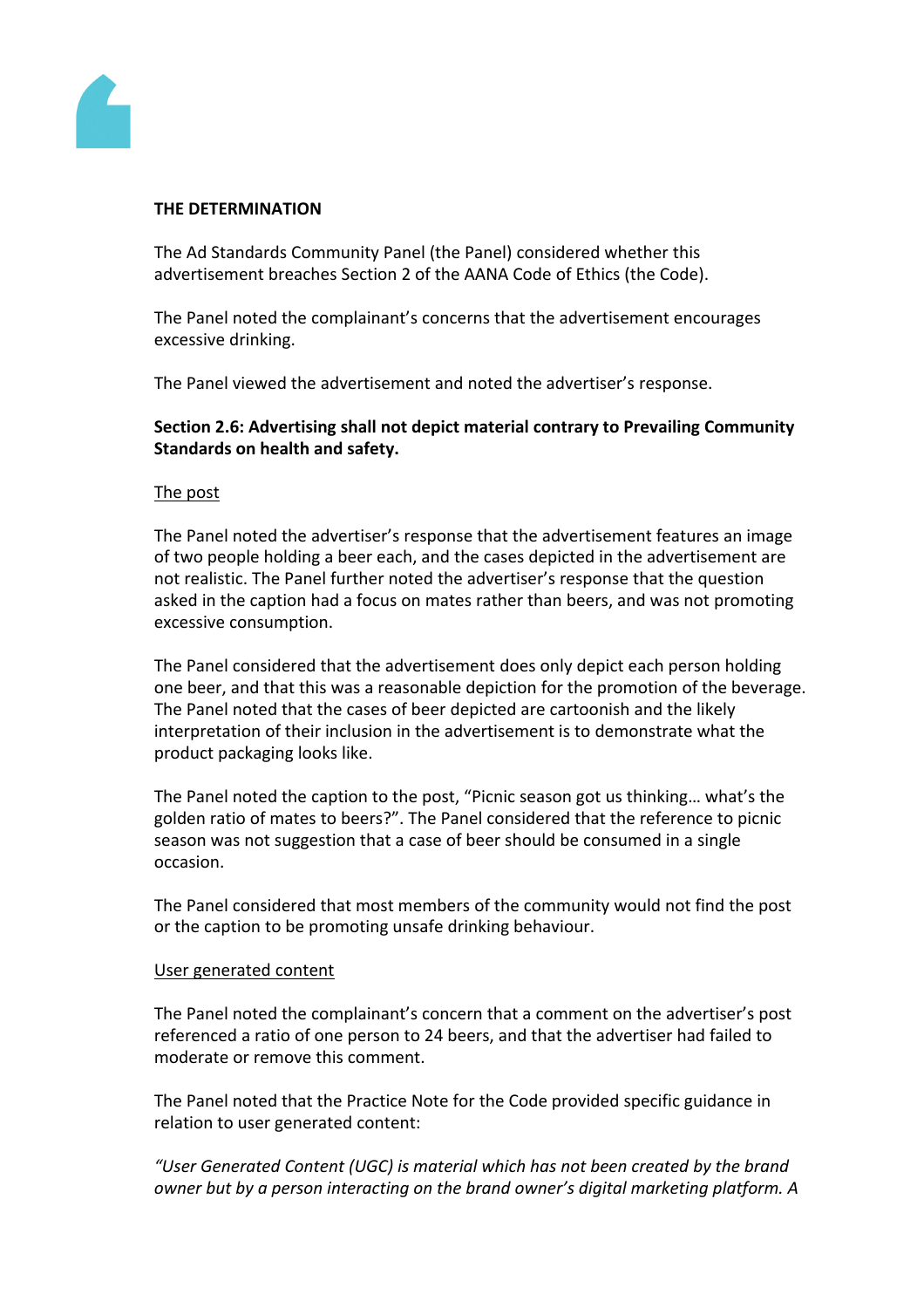**THE DETERMINATION**

The Ad Standards Community Panel (the Panel) considered whether this advertisement breaches Section 2 of the AANA Code of Ethics (the Code).

The Panel noted the complainant's concerns that the advertisement encourages excessive drinking.

The Panel viewed the advertisement and noted the advertiser's response.

**Section 2.6: Advertising shall not depict material contrary to Prevailing Community Standards on health and safety.**

The post

The Panel noted the advertiser's response that the advertisement features an image of two people holding a beer each, and the cases depicted in the advertisement are not realistic. The Panel further noted the advertiser's response that the question asked in the caption had a focus on mates rather than beers, and was not promoting excessive consumption.

The Panel considered that the advertisement does only depict each person holding one beer, and that this was a reasonable depiction for the promotion of the beverage. The Panel noted that the cases of beer depicted are cartoonish and the likely interpretation of their inclusion in the advertisement is to demonstrate what the product packaging looks like.

The Panel noted the caption to the post, "Picnic season got us thinking… what's the golden ratio of mates to beers?". The Panel considered that the reference to picnic season was not suggestion that a case of beer should be consumed in a single occasion.

The Panel considered that most members of the community would not find the post or the caption to be promoting unsafe drinking behaviour.

User generated content

The Panel noted the complainant's concern that a comment on the advertiser's post referenced a ratio of one person to 24 beers, and that the advertiser had failed to moderate or remove this comment.

The Panel noted that the Practice Note for the Code provided specific guidance in relation to user generated content:

*"User Generated Content (UGC) is material which has not been created by the brand owner but by a person interacting on the brand owner's digital marketing platform. A*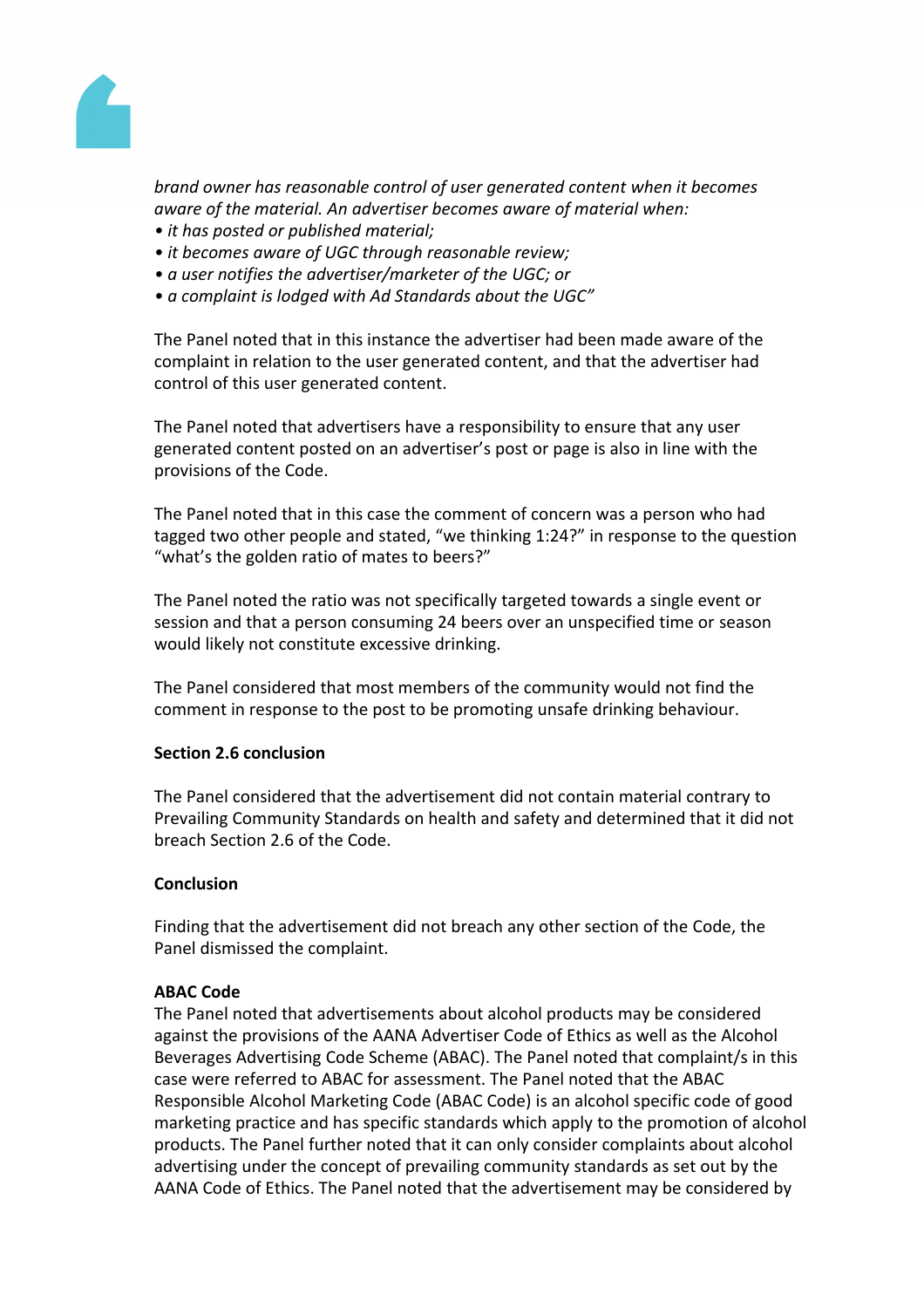*brand owner has reasonable control of user generated content when it becomes aware of the material. An advertiser becomes aware of material when:*
*• it has posted or published material;*
*• it becomes aware of UGC through reasonable review;*
*• a user notifies the advertiser/marketer of the UGC; or*
*• a complaint is lodged with Ad Standards about the UGC"*

The Panel noted that in this instance the advertiser had been made aware of the complaint in relation to the user generated content, and that the advertiser had control of this user generated content.

The Panel noted that advertisers have a responsibility to ensure that any user generated content posted on an advertiser's post or page is also in line with the provisions of the Code.

The Panel noted that in this case the comment of concern was a person who had tagged two other people and stated, "we thinking 1:24?" in response to the question "what's the golden ratio of mates to beers?"

The Panel noted the ratio was not specifically targeted towards a single event or session and that a person consuming 24 beers over an unspecified time or season would likely not constitute excessive drinking.

The Panel considered that most members of the community would not find the comment in response to the post to be promoting unsafe drinking behaviour.

**Section 2.6 conclusion**

The Panel considered that the advertisement did not contain material contrary to Prevailing Community Standards on health and safety and determined that it did not breach Section 2.6 of the Code.

**Conclusion**

Finding that the advertisement did not breach any other section of the Code, the Panel dismissed the complaint.

**ABAC Code**
The Panel noted that advertisements about alcohol products may be considered against the provisions of the AANA Advertiser Code of Ethics as well as the Alcohol Beverages Advertising Code Scheme (ABAC). The Panel noted that complaint/s in this case were referred to ABAC for assessment. The Panel noted that the ABAC Responsible Alcohol Marketing Code (ABAC Code) is an alcohol specific code of good marketing practice and has specific standards which apply to the promotion of alcohol products. The Panel further noted that it can only consider complaints about alcohol advertising under the concept of prevailing community standards as set out by the AANA Code of Ethics. The Panel noted that the advertisement may be considered by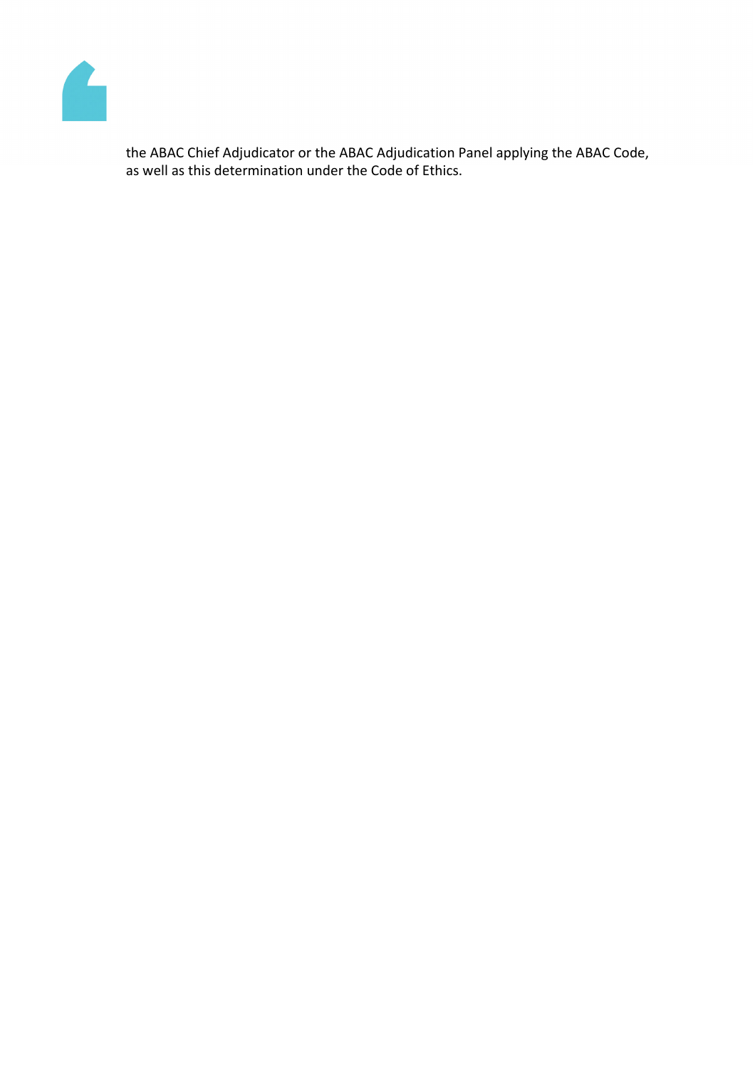the ABAC Chief Adjudicator or the ABAC Adjudication Panel applying the ABAC Code, as well as this determination under the Code of Ethics.